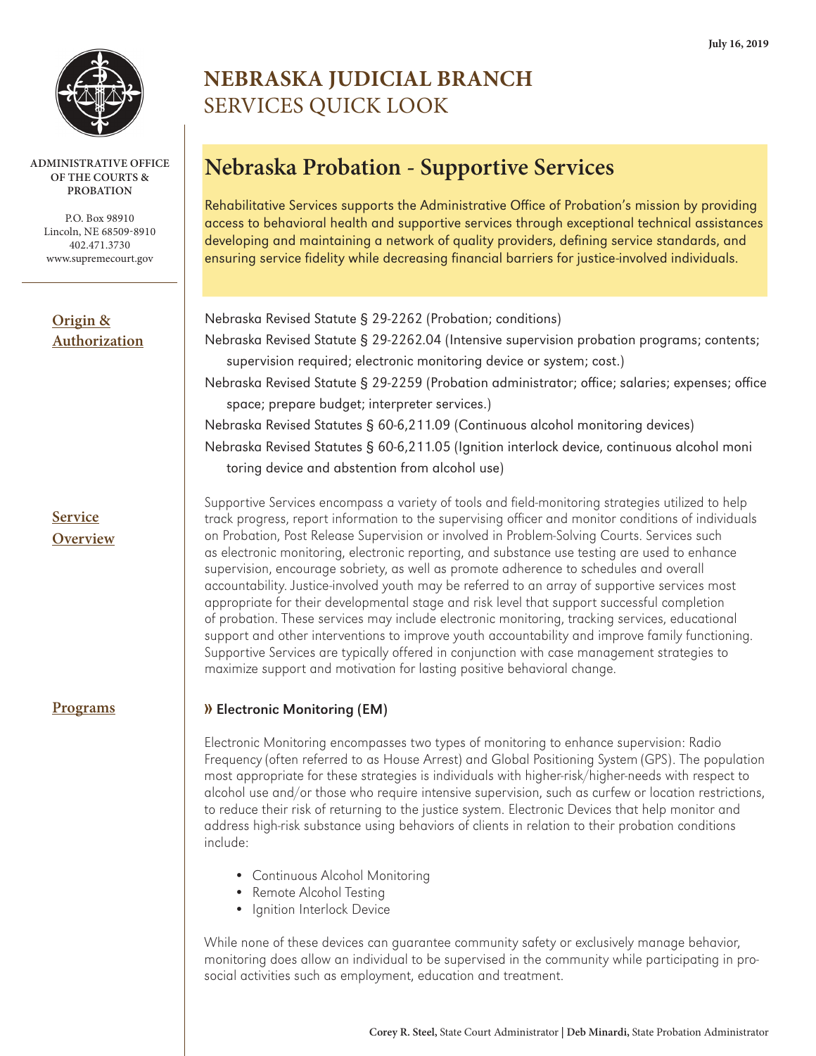July 16, 2019

**ADMINISTRATIVE OFFICE OF THE COURTS & PROBATION**

P.O. Box 98910
Lincoln, NE 68509-8910
402.471.3730
www.supremecourt.gov

# NEBRASKA JUDICIAL BRANCH
SERVICES QUICK LOOK

## Nebraska Probation - Supportive Services

Rehabilitative Services supports the Administrative Office of Probation's mission by providing access to behavioral health and supportive services through exceptional technical assistances developing and maintaining a network of quality providers, defining service standards, and ensuring service fidelity while decreasing financial barriers for justice-involved individuals.

### Origin & Authorization

Nebraska Revised Statute § 29-2262 (Probation; conditions)

Nebraska Revised Statute § 29-2262.04 (Intensive supervision probation programs; contents; supervision required; electronic monitoring device or system; cost.)

Nebraska Revised Statute § 29-2259 (Probation administrator; office; salaries; expenses; office space; prepare budget; interpreter services.)

Nebraska Revised Statutes § 60-6,211.09 (Continuous alcohol monitoring devices)

Nebraska Revised Statutes § 60-6,211.05 (Ignition interlock device, continuous alcohol monitoring device and abstention from alcohol use)

### Service Overview

Supportive Services encompass a variety of tools and field-monitoring strategies utilized to help track progress, report information to the supervising officer and monitor conditions of individuals on Probation, Post Release Supervision or involved in Problem-Solving Courts. Services such as electronic monitoring, electronic reporting, and substance use testing are used to enhance supervision, encourage sobriety, as well as promote adherence to schedules and overall accountability. Justice-involved youth may be referred to an array of supportive services most appropriate for their developmental stage and risk level that support successful completion of probation. These services may include electronic monitoring, tracking services, educational support and other interventions to improve youth accountability and improve family functioning. Supportive Services are typically offered in conjunction with case management strategies to maximize support and motivation for lasting positive behavioral change.

### Programs

**» Electronic Monitoring (EM)**

Electronic Monitoring encompasses two types of monitoring to enhance supervision: Radio Frequency (often referred to as House Arrest) and Global Positioning System (GPS). The population most appropriate for these strategies is individuals with higher-risk/higher-needs with respect to alcohol use and/or those who require intensive supervision, such as curfew or location restrictions, to reduce their risk of returning to the justice system. Electronic Devices that help monitor and address high-risk substance using behaviors of clients in relation to their probation conditions include:

- Continuous Alcohol Monitoring
- Remote Alcohol Testing
- Ignition Interlock Device

While none of these devices can guarantee community safety or exclusively manage behavior, monitoring does allow an individual to be supervised in the community while participating in pro-social activities such as employment, education and treatment.

**Corey R. Steel,** State Court Administrator | **Deb Minardi,** State Probation Administrator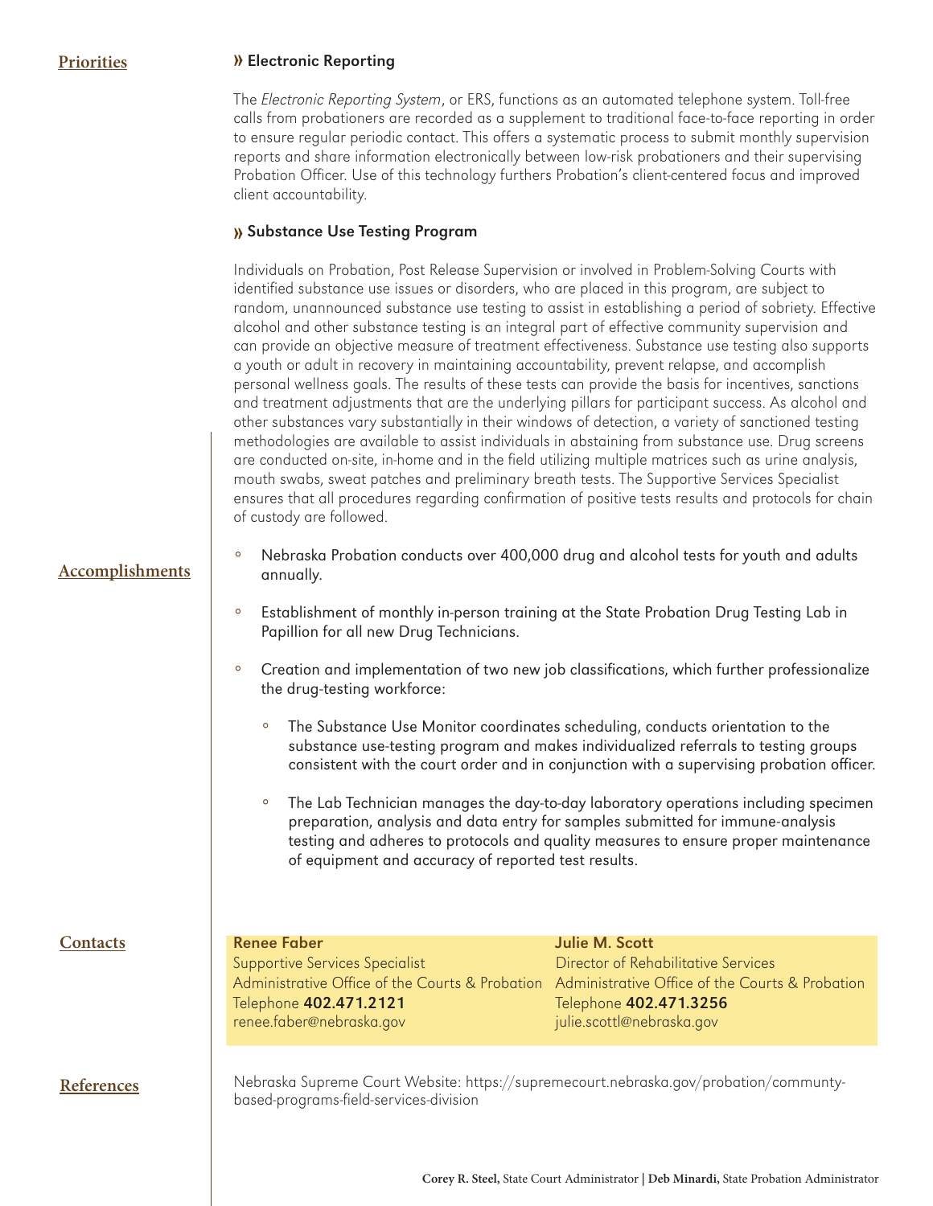## Priorities

### » Electronic Reporting

The *Electronic Reporting System*, or ERS, functions as an automated telephone system. Toll-free calls from probationers are recorded as a supplement to traditional face-to-face reporting in order to ensure regular periodic contact. This offers a systematic process to submit monthly supervision reports and share information electronically between low-risk probationers and their supervising Probation Officer. Use of this technology furthers Probation's client-centered focus and improved client accountability.

### » Substance Use Testing Program

Individuals on Probation, Post Release Supervision or involved in Problem-Solving Courts with identified substance use issues or disorders, who are placed in this program, are subject to random, unannounced substance use testing to assist in establishing a period of sobriety. Effective alcohol and other substance testing is an integral part of effective community supervision and can provide an objective measure of treatment effectiveness. Substance use testing also supports a youth or adult in recovery in maintaining accountability, prevent relapse, and accomplish personal wellness goals. The results of these tests can provide the basis for incentives, sanctions and treatment adjustments that are the underlying pillars for participant success. As alcohol and other substances vary substantially in their windows of detection, a variety of sanctioned testing methodologies are available to assist individuals in abstaining from substance use. Drug screens are conducted on-site, in-home and in the field utilizing multiple matrices such as urine analysis, mouth swabs, sweat patches and preliminary breath tests. The Supportive Services Specialist ensures that all procedures regarding confirmation of positive tests results and protocols for chain of custody are followed.

## Accomplishments

- Nebraska Probation conducts over 400,000 drug and alcohol tests for youth and adults annually.
- Establishment of monthly in-person training at the State Probation Drug Testing Lab in Papillion for all new Drug Technicians.
- Creation and implementation of two new job classifications, which further professionalize the drug-testing workforce:
  - The Substance Use Monitor coordinates scheduling, conducts orientation to the substance use-testing program and makes individualized referrals to testing groups consistent with the court order and in conjunction with a supervising probation officer.
  - The Lab Technician manages the day-to-day laboratory operations including specimen preparation, analysis and data entry for samples submitted for immune-analysis testing and adheres to protocols and quality measures to ensure proper maintenance of equipment and accuracy of reported test results.

## Contacts

**Renee Faber**
Supportive Services Specialist
Administrative Office of the Courts & Probation
Telephone **402.471.2121**
renee.faber@nebraska.gov

**Julie M. Scott**
Director of Rehabilitative Services
Administrative Office of the Courts & Probation
Telephone **402.471.3256**
julie.scottl@nebraska.gov

## References

Nebraska Supreme Court Website: https://supremecourt.nebraska.gov/probation/community-based-programs-field-services-division

**Corey R. Steel,** State Court Administrator | **Deb Minardi,** State Probation Administrator